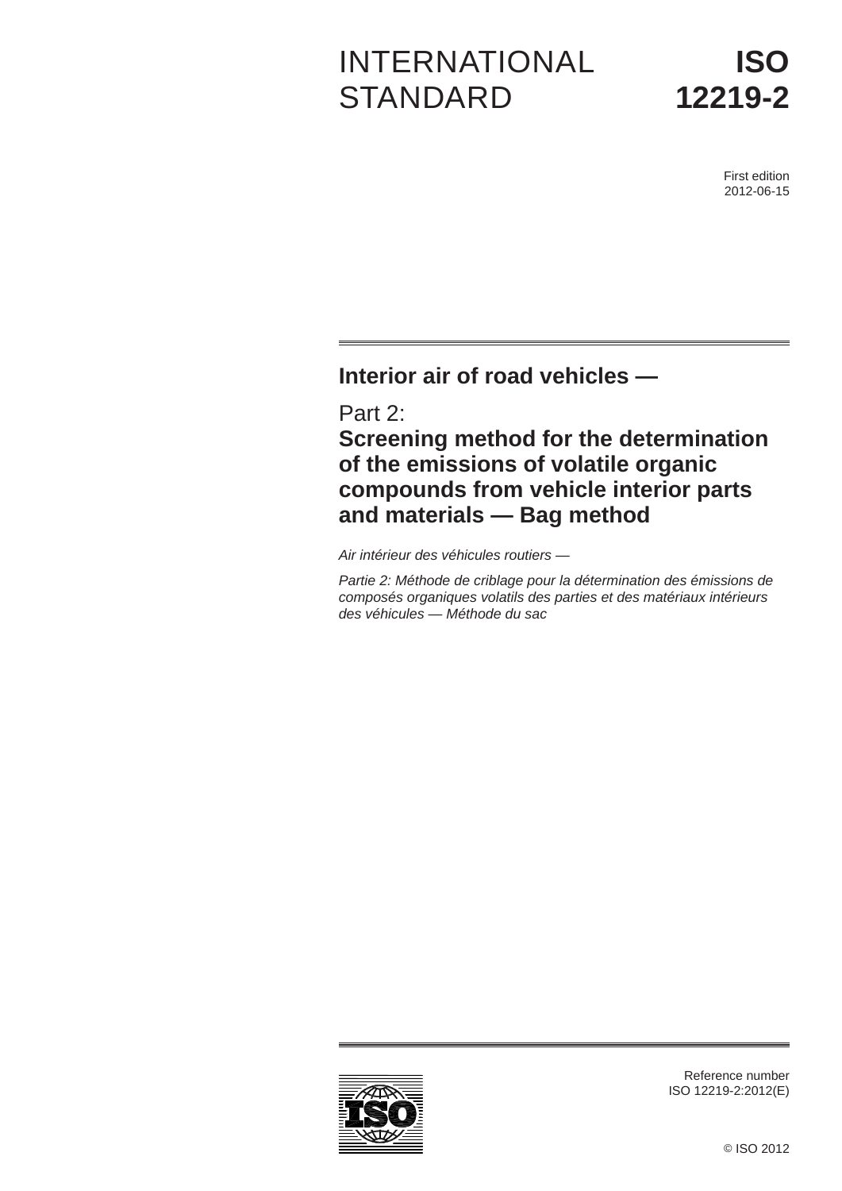INTERNATIONAL STANDARD

**ISO 12219-2**

First edition
2012-06-15

# Interior air of road vehicles —

## Part 2:
## Screening method for the determination of the emissions of volatile organic compounds from vehicle interior parts and materials — Bag method

*Air intérieur des véhicules routiers —*

*Partie 2: Méthode de criblage pour la détermination des émissions de composés organiques volatils des parties et des matériaux intérieurs des véhicules — Méthode du sac*

Reference number
ISO 12219-2:2012(E)

© ISO 2012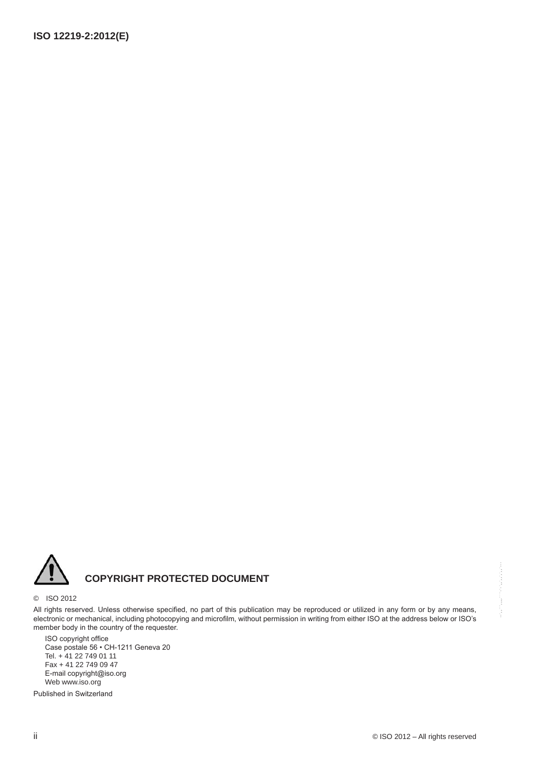## COPYRIGHT PROTECTED DOCUMENT

© ISO 2012

All rights reserved. Unless otherwise specified, no part of this publication may be reproduced or utilized in any form or by any means, electronic or mechanical, including photocopying and microfilm, without permission in writing from either ISO at the address below or ISO's member body in the country of the requester.

ISO copyright office
Case postale 56 • CH-1211 Geneva 20
Tel. + 41 22 749 01 11
Fax + 41 22 749 09 47
E-mail copyright@iso.org
Web www.iso.org

Published in Switzerland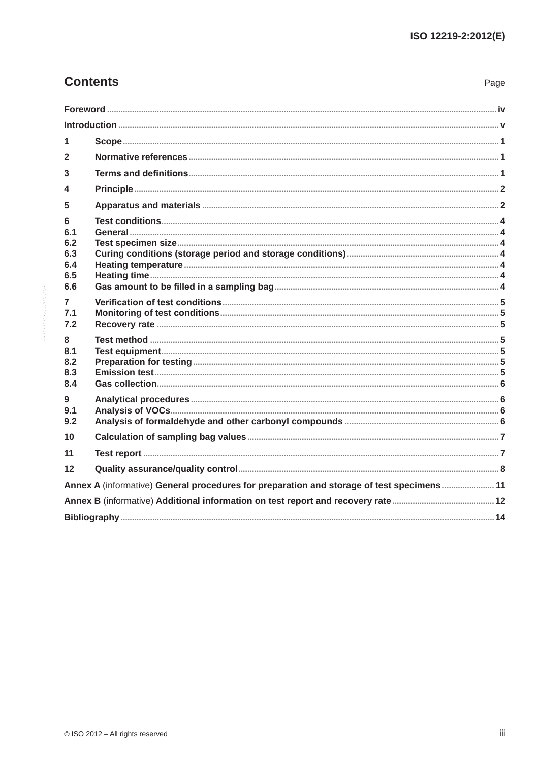# Contents

Page

Foreword ..... iv

Introduction ..... v

1 Scope ..... 1

2 Normative references ..... 1

3 Terms and definitions ..... 1

4 Principle ..... 2

5 Apparatus and materials ..... 2

6 Test conditions ..... 4
6.1 General ..... 4
6.2 Test specimen size ..... 4
6.3 Curing conditions (storage period and storage conditions) ..... 4
6.4 Heating temperature ..... 4
6.5 Heating time ..... 4
6.6 Gas amount to be filled in a sampling bag ..... 4

7 Verification of test conditions ..... 5
7.1 Monitoring of test conditions ..... 5
7.2 Recovery rate ..... 5

8 Test method ..... 5
8.1 Test equipment ..... 5
8.2 Preparation for testing ..... 5
8.3 Emission test ..... 5
8.4 Gas collection ..... 6

9 Analytical procedures ..... 6
9.1 Analysis of VOCs ..... 6
9.2 Analysis of formaldehyde and other carbonyl compounds ..... 6

10 Calculation of sampling bag values ..... 7

11 Test report ..... 7

12 Quality assurance/quality control ..... 8

Annex A (informative) General procedures for preparation and storage of test specimens ..... 11

Annex B (informative) Additional information on test report and recovery rate ..... 12

Bibliography ..... 14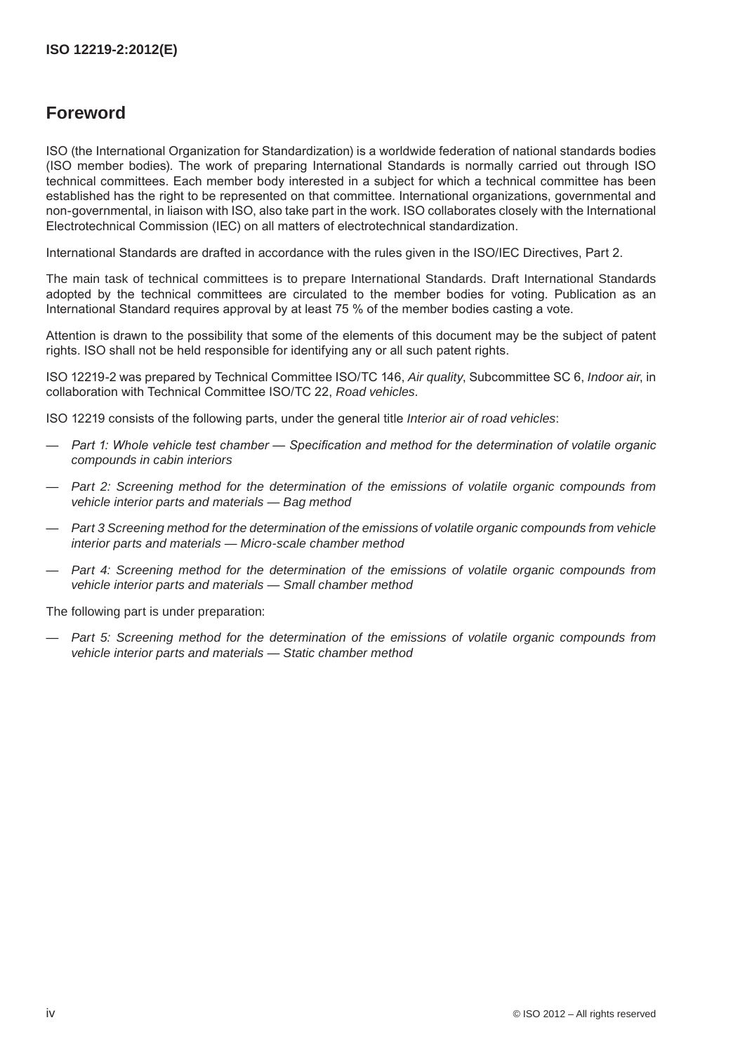## Foreword

ISO (the International Organization for Standardization) is a worldwide federation of national standards bodies (ISO member bodies). The work of preparing International Standards is normally carried out through ISO technical committees. Each member body interested in a subject for which a technical committee has been established has the right to be represented on that committee. International organizations, governmental and non-governmental, in liaison with ISO, also take part in the work. ISO collaborates closely with the International Electrotechnical Commission (IEC) on all matters of electrotechnical standardization.

International Standards are drafted in accordance with the rules given in the ISO/IEC Directives, Part 2.

The main task of technical committees is to prepare International Standards. Draft International Standards adopted by the technical committees are circulated to the member bodies for voting. Publication as an International Standard requires approval by at least 75 % of the member bodies casting a vote.

Attention is drawn to the possibility that some of the elements of this document may be the subject of patent rights. ISO shall not be held responsible for identifying any or all such patent rights.

ISO 12219-2 was prepared by Technical Committee ISO/TC 146, *Air quality*, Subcommittee SC 6, *Indoor air*, in collaboration with Technical Committee ISO/TC 22, *Road vehicles*.

ISO 12219 consists of the following parts, under the general title *Interior air of road vehicles*:

— *Part 1: Whole vehicle test chamber — Specification and method for the determination of volatile organic compounds in cabin interiors*

— *Part 2: Screening method for the determination of the emissions of volatile organic compounds from vehicle interior parts and materials — Bag method*

— *Part 3 Screening method for the determination of the emissions of volatile organic compounds from vehicle interior parts and materials — Micro-scale chamber method*

— *Part 4: Screening method for the determination of the emissions of volatile organic compounds from vehicle interior parts and materials — Small chamber method*

The following part is under preparation:

— *Part 5: Screening method for the determination of the emissions of volatile organic compounds from vehicle interior parts and materials — Static chamber method*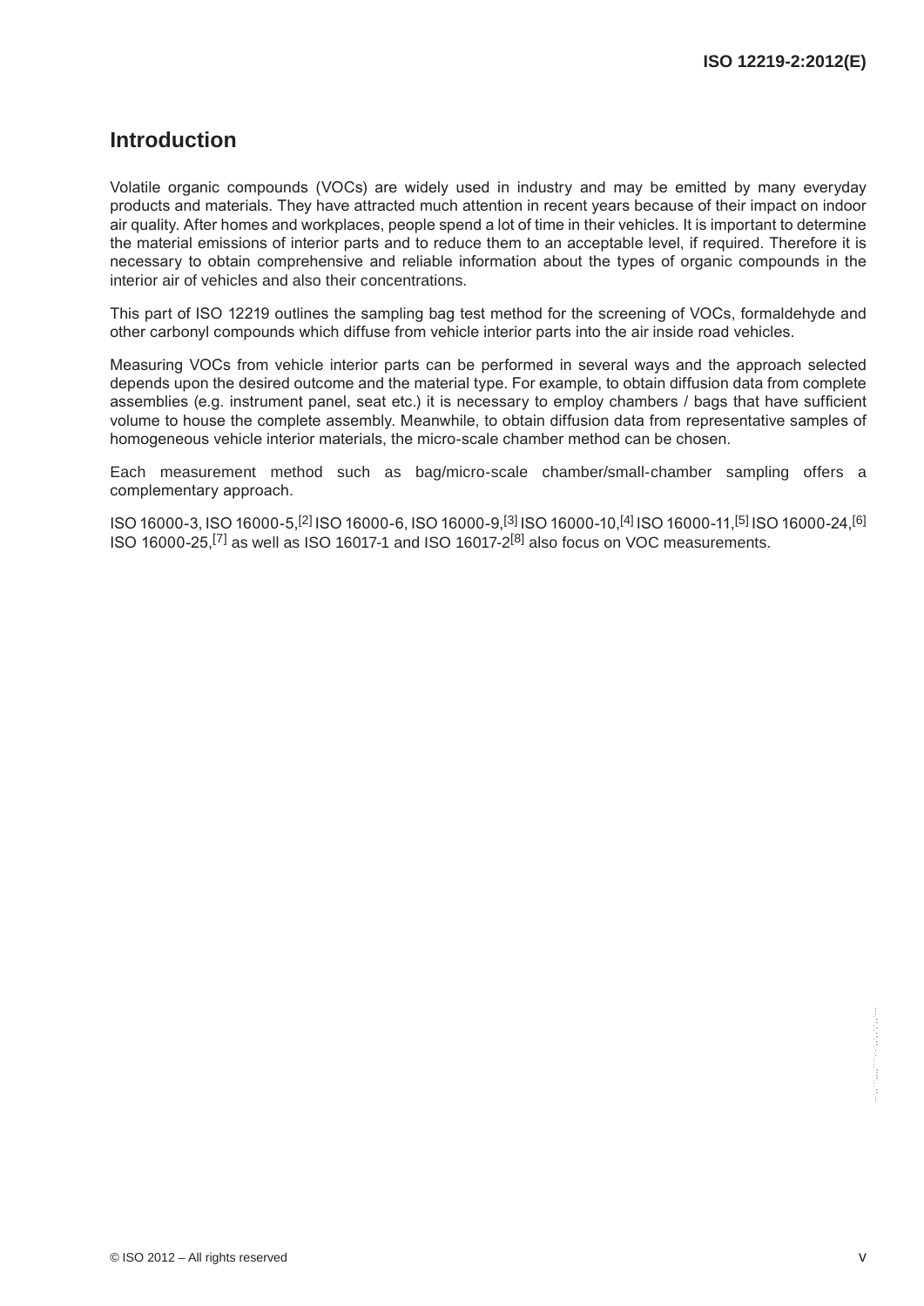# Introduction

Volatile organic compounds (VOCs) are widely used in industry and may be emitted by many everyday products and materials. They have attracted much attention in recent years because of their impact on indoor air quality. After homes and workplaces, people spend a lot of time in their vehicles. It is important to determine the material emissions of interior parts and to reduce them to an acceptable level, if required. Therefore it is necessary to obtain comprehensive and reliable information about the types of organic compounds in the interior air of vehicles and also their concentrations.

This part of ISO 12219 outlines the sampling bag test method for the screening of VOCs, formaldehyde and other carbonyl compounds which diffuse from vehicle interior parts into the air inside road vehicles.

Measuring VOCs from vehicle interior parts can be performed in several ways and the approach selected depends upon the desired outcome and the material type. For example, to obtain diffusion data from complete assemblies (e.g. instrument panel, seat etc.) it is necessary to employ chambers / bags that have sufficient volume to house the complete assembly. Meanwhile, to obtain diffusion data from representative samples of homogeneous vehicle interior materials, the micro-scale chamber method can be chosen.

Each measurement method such as bag/micro-scale chamber/small-chamber sampling offers a complementary approach.

ISO 16000-3, ISO 16000-5,[2] ISO 16000-6, ISO 16000-9,[3] ISO 16000-10,[4] ISO 16000-11,[5] ISO 16000-24,[6] ISO 16000-25,[7] as well as ISO 16017-1 and ISO 16017-2[8] also focus on VOC measurements.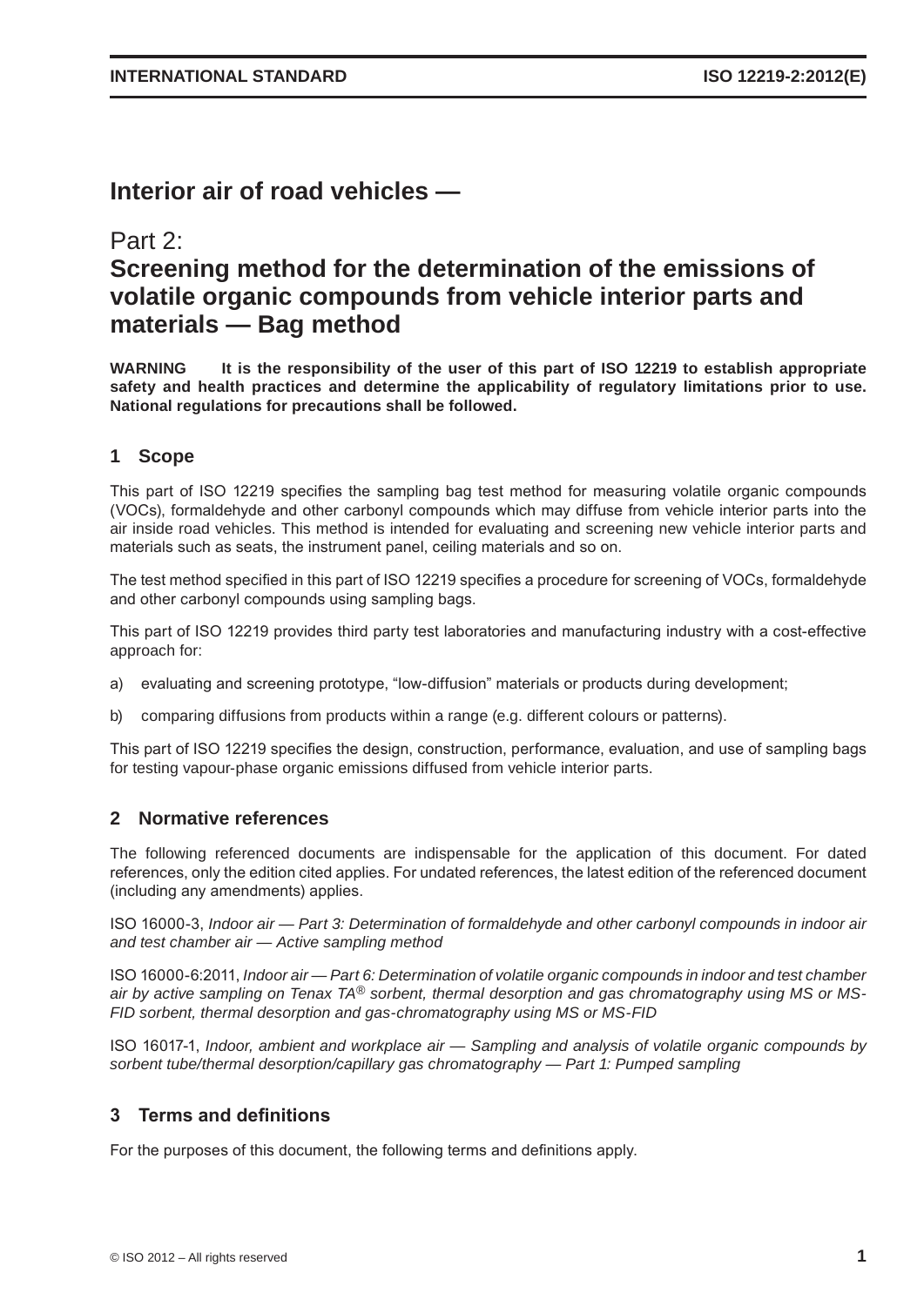# Interior air of road vehicles —

## Part 2:
## Screening method for the determination of the emissions of volatile organic compounds from vehicle interior parts and materials — Bag method

**WARNING It is the responsibility of the user of this part of ISO 12219 to establish appropriate safety and health practices and determine the applicability of regulatory limitations prior to use. National regulations for precautions shall be followed.**

## 1 Scope

This part of ISO 12219 specifies the sampling bag test method for measuring volatile organic compounds (VOCs), formaldehyde and other carbonyl compounds which may diffuse from vehicle interior parts into the air inside road vehicles. This method is intended for evaluating and screening new vehicle interior parts and materials such as seats, the instrument panel, ceiling materials and so on.

The test method specified in this part of ISO 12219 specifies a procedure for screening of VOCs, formaldehyde and other carbonyl compounds using sampling bags.

This part of ISO 12219 provides third party test laboratories and manufacturing industry with a cost-effective approach for:

a) evaluating and screening prototype, "low-diffusion" materials or products during development;

b) comparing diffusions from products within a range (e.g. different colours or patterns).

This part of ISO 12219 specifies the design, construction, performance, evaluation, and use of sampling bags for testing vapour-phase organic emissions diffused from vehicle interior parts.

## 2 Normative references

The following referenced documents are indispensable for the application of this document. For dated references, only the edition cited applies. For undated references, the latest edition of the referenced document (including any amendments) applies.

ISO 16000-3, *Indoor air — Part 3: Determination of formaldehyde and other carbonyl compounds in indoor air and test chamber air — Active sampling method*

ISO 16000-6:2011, *Indoor air — Part 6: Determination of volatile organic compounds in indoor and test chamber air by active sampling on Tenax TA® sorbent, thermal desorption and gas chromatography using MS or MS-FID sorbent, thermal desorption and gas-chromatography using MS or MS-FID*

ISO 16017-1, *Indoor, ambient and workplace air — Sampling and analysis of volatile organic compounds by sorbent tube/thermal desorption/capillary gas chromatography — Part 1: Pumped sampling*

## 3 Terms and definitions

For the purposes of this document, the following terms and definitions apply.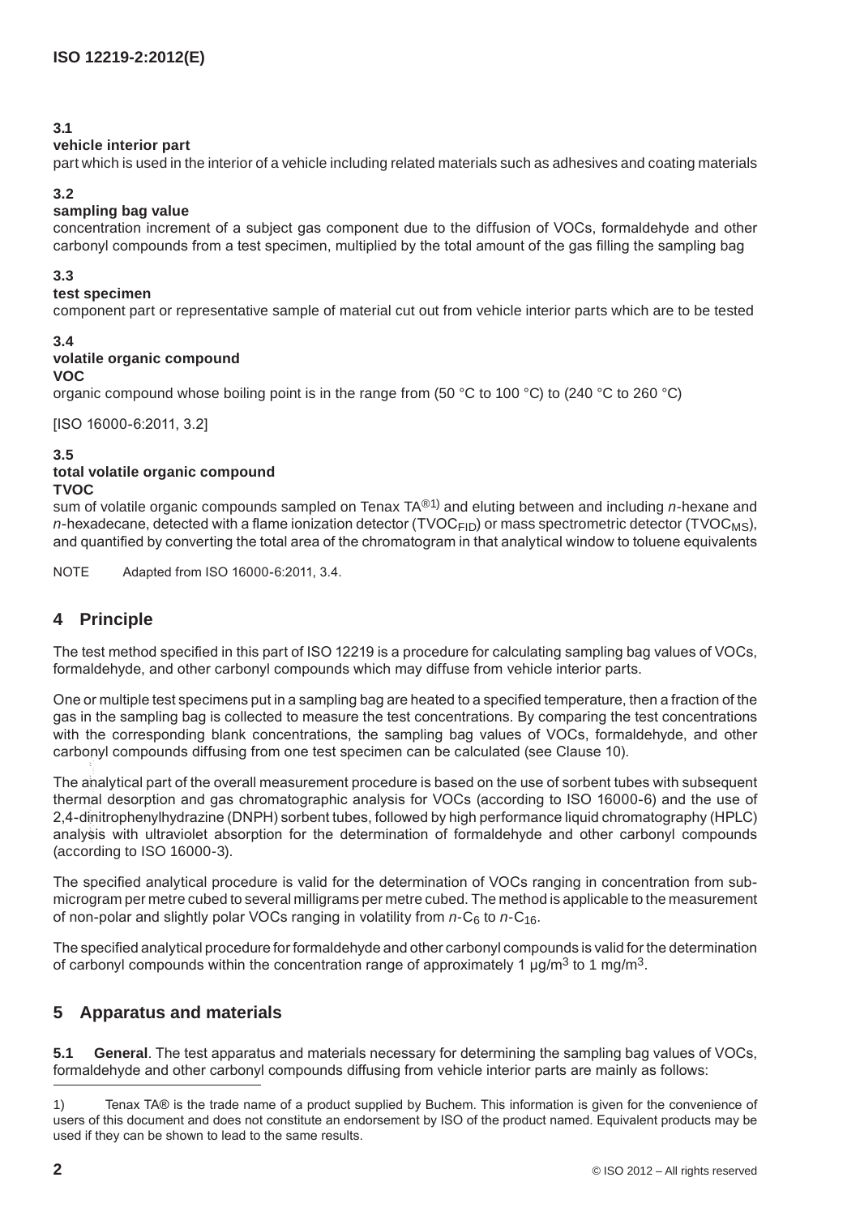**3.1**

**vehicle interior part**

part which is used in the interior of a vehicle including related materials such as adhesives and coating materials

**3.2**

**sampling bag value**

concentration increment of a subject gas component due to the diffusion of VOCs, formaldehyde and other carbonyl compounds from a test specimen, multiplied by the total amount of the gas filling the sampling bag

**3.3**

**test specimen**

component part or representative sample of material cut out from vehicle interior parts which are to be tested

**3.4**

**volatile organic compound**

**VOC**

organic compound whose boiling point is in the range from (50 °C to 100 °C) to (240 °C to 260 °C)

[ISO 16000-6:2011, 3.2]

**3.5**

**total volatile organic compound**

**TVOC**

sum of volatile organic compounds sampled on Tenax TA®[1)] and eluting between and including *n*-hexane and *n*-hexadecane, detected with a flame ionization detector ($TVOC_{FID}$) or mass spectrometric detector ($TVOC_{MS}$), and quantified by converting the total area of the chromatogram in that analytical window to toluene equivalents

NOTE Adapted from ISO 16000-6:2011, 3.4.

## 4 Principle

The test method specified in this part of ISO 12219 is a procedure for calculating sampling bag values of VOCs, formaldehyde, and other carbonyl compounds which may diffuse from vehicle interior parts.

One or multiple test specimens put in a sampling bag are heated to a specified temperature, then a fraction of the gas in the sampling bag is collected to measure the test concentrations. By comparing the test concentrations with the corresponding blank concentrations, the sampling bag values of VOCs, formaldehyde, and other carbonyl compounds diffusing from one test specimen can be calculated (see Clause 10).

The analytical part of the overall measurement procedure is based on the use of sorbent tubes with subsequent thermal desorption and gas chromatographic analysis for VOCs (according to ISO 16000-6) and the use of 2,4-dinitrophenylhydrazine (DNPH) sorbent tubes, followed by high performance liquid chromatography (HPLC) analysis with ultraviolet absorption for the determination of formaldehyde and other carbonyl compounds (according to ISO 16000-3).

The specified analytical procedure is valid for the determination of VOCs ranging in concentration from sub-microgram per metre cubed to several milligrams per metre cubed. The method is applicable to the measurement of non-polar and slightly polar VOCs ranging in volatility from $n$-$C_6$ to $n$-$C_{16}$.

The specified analytical procedure for formaldehyde and other carbonyl compounds is valid for the determination of carbonyl compounds within the concentration range of approximately 1 μg/m$^3$ to 1 mg/m$^3$.

## 5 Apparatus and materials

**5.1 General**. The test apparatus and materials necessary for determining the sampling bag values of VOCs, formaldehyde and other carbonyl compounds diffusing from vehicle interior parts are mainly as follows:

---

1) Tenax TA® is the trade name of a product supplied by Buchem. This information is given for the convenience of users of this document and does not constitute an endorsement by ISO of the product named. Equivalent products may be used if they can be shown to lead to the same results.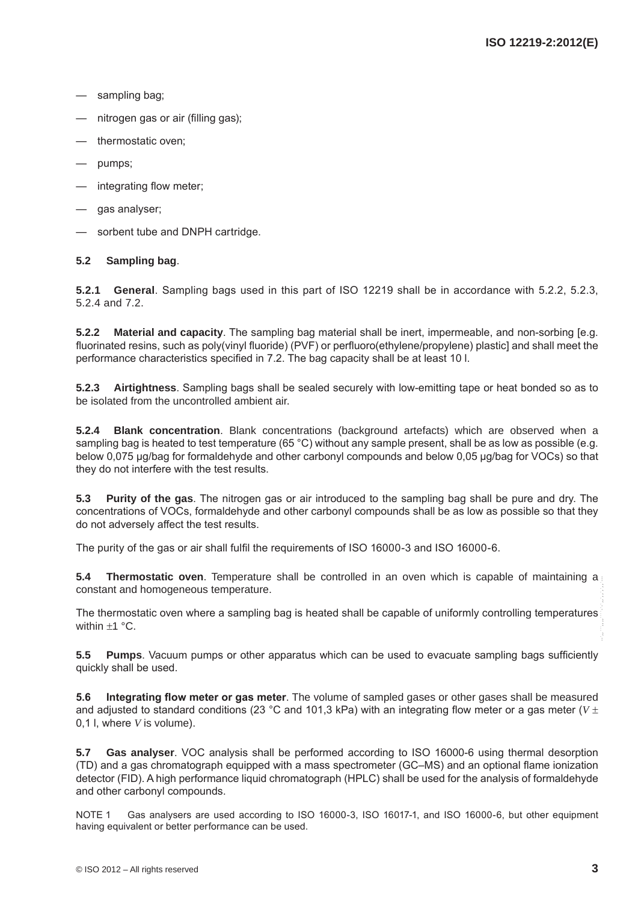— sampling bag;

— nitrogen gas or air (filling gas);

— thermostatic oven;

— pumps;

— integrating flow meter;

— gas analyser;

— sorbent tube and DNPH cartridge.

**5.2 Sampling bag**.

**5.2.1 General**. Sampling bags used in this part of ISO 12219 shall be in accordance with 5.2.2, 5.2.3, 5.2.4 and 7.2.

**5.2.2 Material and capacity**. The sampling bag material shall be inert, impermeable, and non-sorbing [e.g. fluorinated resins, such as poly(vinyl fluoride) (PVF) or perfluoro(ethylene/propylene) plastic] and shall meet the performance characteristics specified in 7.2. The bag capacity shall be at least 10 l.

**5.2.3 Airtightness**. Sampling bags shall be sealed securely with low-emitting tape or heat bonded so as to be isolated from the uncontrolled ambient air.

**5.2.4 Blank concentration**. Blank concentrations (background artefacts) which are observed when a sampling bag is heated to test temperature (65 °C) without any sample present, shall be as low as possible (e.g. below 0,075 µg/bag for formaldehyde and other carbonyl compounds and below 0,05 µg/bag for VOCs) so that they do not interfere with the test results.

**5.3 Purity of the gas**. The nitrogen gas or air introduced to the sampling bag shall be pure and dry. The concentrations of VOCs, formaldehyde and other carbonyl compounds shall be as low as possible so that they do not adversely affect the test results.

The purity of the gas or air shall fulfil the requirements of ISO 16000-3 and ISO 16000-6.

**5.4 Thermostatic oven**. Temperature shall be controlled in an oven which is capable of maintaining a constant and homogeneous temperature.

The thermostatic oven where a sampling bag is heated shall be capable of uniformly controlling temperatures within ±1 °C.

**5.5 Pumps**. Vacuum pumps or other apparatus which can be used to evacuate sampling bags sufficiently quickly shall be used.

**5.6 Integrating flow meter or gas meter**. The volume of sampled gases or other gases shall be measured and adjusted to standard conditions (23 °C and 101,3 kPa) with an integrating flow meter or a gas meter ($V \pm$ 0,1 l, where $V$ is volume).

**5.7 Gas analyser**. VOC analysis shall be performed according to ISO 16000-6 using thermal desorption (TD) and a gas chromatograph equipped with a mass spectrometer (GC–MS) and an optional flame ionization detector (FID). A high performance liquid chromatograph (HPLC) shall be used for the analysis of formaldehyde and other carbonyl compounds.

NOTE 1 Gas analysers are used according to ISO 16000-3, ISO 16017-1, and ISO 16000-6, but other equipment having equivalent or better performance can be used.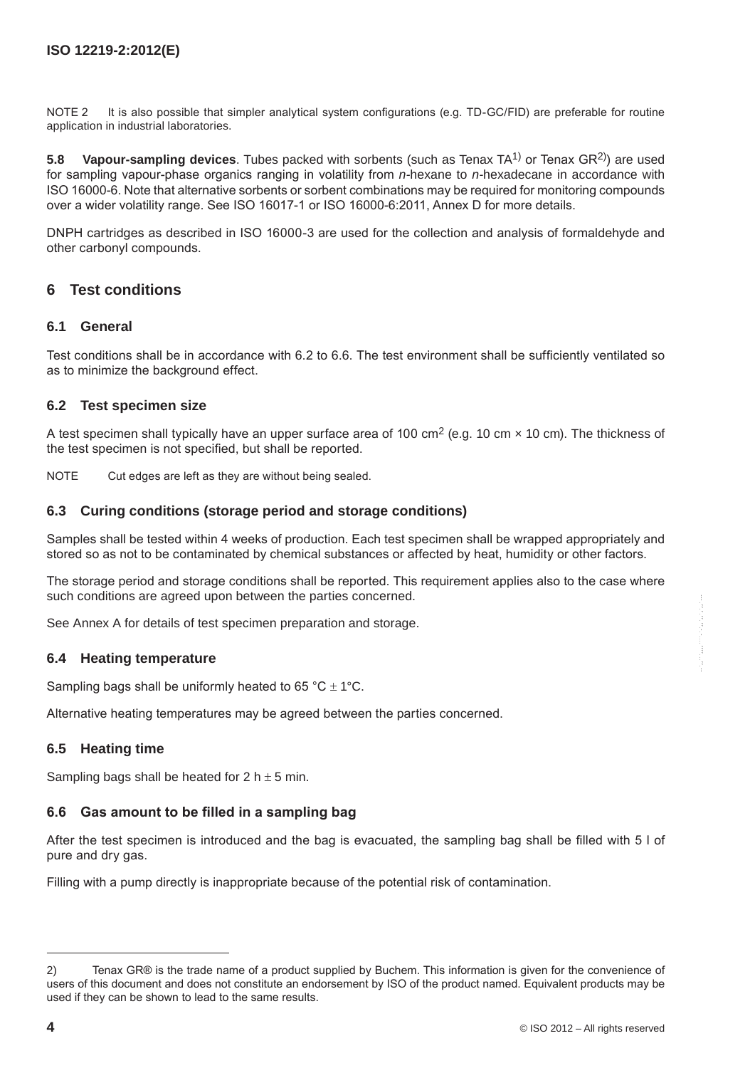NOTE 2 It is also possible that simpler analytical system configurations (e.g. TD-GC/FID) are preferable for routine application in industrial laboratories.

**5.8 Vapour-sampling devices**. Tubes packed with sorbents (such as Tenax TA[1]) or Tenax GR[2])) are used for sampling vapour-phase organics ranging in volatility from *n*-hexane to *n*-hexadecane in accordance with ISO 16000-6. Note that alternative sorbents or sorbent combinations may be required for monitoring compounds over a wider volatility range. See ISO 16017-1 or ISO 16000-6:2011, Annex D for more details.

DNPH cartridges as described in ISO 16000-3 are used for the collection and analysis of formaldehyde and other carbonyl compounds.

## 6 Test conditions

### 6.1 General

Test conditions shall be in accordance with 6.2 to 6.6. The test environment shall be sufficiently ventilated so as to minimize the background effect.

### 6.2 Test specimen size

A test specimen shall typically have an upper surface area of 100 $cm^2$ (e.g. 10 cm × 10 cm). The thickness of the test specimen is not specified, but shall be reported.

NOTE Cut edges are left as they are without being sealed.

### 6.3 Curing conditions (storage period and storage conditions)

Samples shall be tested within 4 weeks of production. Each test specimen shall be wrapped appropriately and stored so as not to be contaminated by chemical substances or affected by heat, humidity or other factors.

The storage period and storage conditions shall be reported. This requirement applies also to the case where such conditions are agreed upon between the parties concerned.

See Annex A for details of test specimen preparation and storage.

### 6.4 Heating temperature

Sampling bags shall be uniformly heated to 65 °C ± 1°C.

Alternative heating temperatures may be agreed between the parties concerned.

### 6.5 Heating time

Sampling bags shall be heated for 2 h ± 5 min.

### 6.6 Gas amount to be filled in a sampling bag

After the test specimen is introduced and the bag is evacuated, the sampling bag shall be filled with 5 l of pure and dry gas.

Filling with a pump directly is inappropriate because of the potential risk of contamination.

---

2) Tenax GR® is the trade name of a product supplied by Buchem. This information is given for the convenience of users of this document and does not constitute an endorsement by ISO of the product named. Equivalent products may be used if they can be shown to lead to the same results.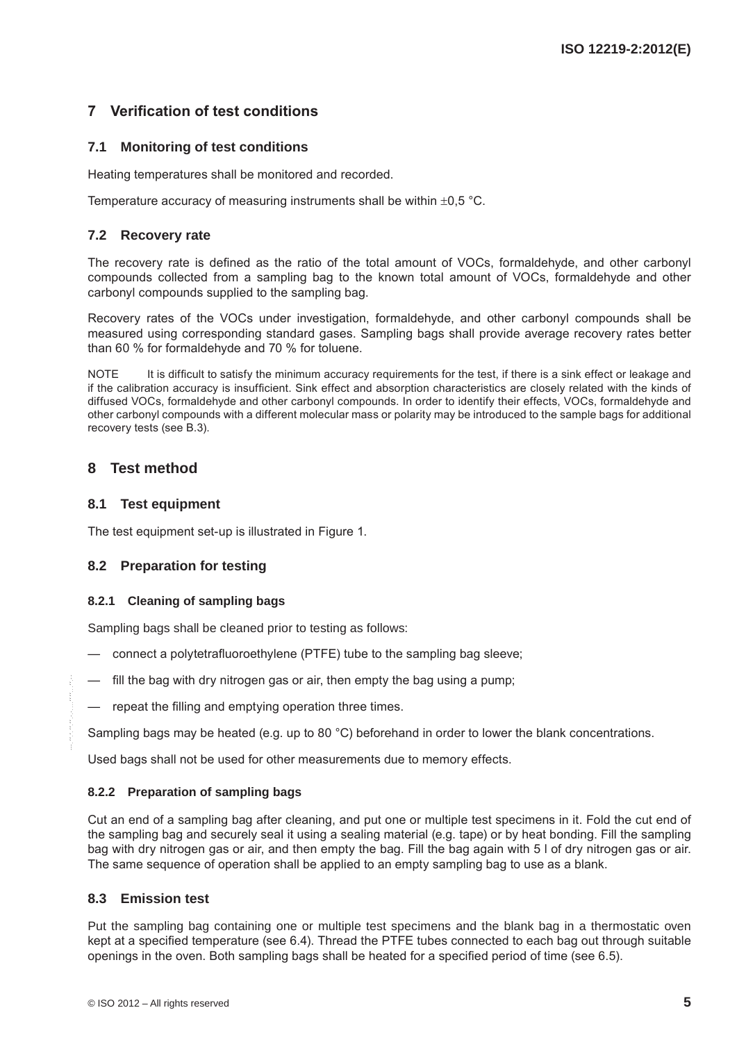## 7 Verification of test conditions

### 7.1 Monitoring of test conditions

Heating temperatures shall be monitored and recorded.

Temperature accuracy of measuring instruments shall be within ±0,5 °C.

### 7.2 Recovery rate

The recovery rate is defined as the ratio of the total amount of VOCs, formaldehyde, and other carbonyl compounds collected from a sampling bag to the known total amount of VOCs, formaldehyde and other carbonyl compounds supplied to the sampling bag.

Recovery rates of the VOCs under investigation, formaldehyde, and other carbonyl compounds shall be measured using corresponding standard gases. Sampling bags shall provide average recovery rates better than 60 % for formaldehyde and 70 % for toluene.

NOTE It is difficult to satisfy the minimum accuracy requirements for the test, if there is a sink effect or leakage and if the calibration accuracy is insufficient. Sink effect and absorption characteristics are closely related with the kinds of diffused VOCs, formaldehyde and other carbonyl compounds. In order to identify their effects, VOCs, formaldehyde and other carbonyl compounds with a different molecular mass or polarity may be introduced to the sample bags for additional recovery tests (see B.3).

## 8 Test method

### 8.1 Test equipment

The test equipment set-up is illustrated in Figure 1.

### 8.2 Preparation for testing

#### 8.2.1 Cleaning of sampling bags

Sampling bags shall be cleaned prior to testing as follows:

- connect a polytetrafluoroethylene (PTFE) tube to the sampling bag sleeve;
- fill the bag with dry nitrogen gas or air, then empty the bag using a pump;
- repeat the filling and emptying operation three times.

Sampling bags may be heated (e.g. up to 80 °C) beforehand in order to lower the blank concentrations.

Used bags shall not be used for other measurements due to memory effects.

#### 8.2.2 Preparation of sampling bags

Cut an end of a sampling bag after cleaning, and put one or multiple test specimens in it. Fold the cut end of the sampling bag and securely seal it using a sealing material (e.g. tape) or by heat bonding. Fill the sampling bag with dry nitrogen gas or air, and then empty the bag. Fill the bag again with 5 l of dry nitrogen gas or air. The same sequence of operation shall be applied to an empty sampling bag to use as a blank.

### 8.3 Emission test

Put the sampling bag containing one or multiple test specimens and the blank bag in a thermostatic oven kept at a specified temperature (see 6.4). Thread the PTFE tubes connected to each bag out through suitable openings in the oven. Both sampling bags shall be heated for a specified period of time (see 6.5).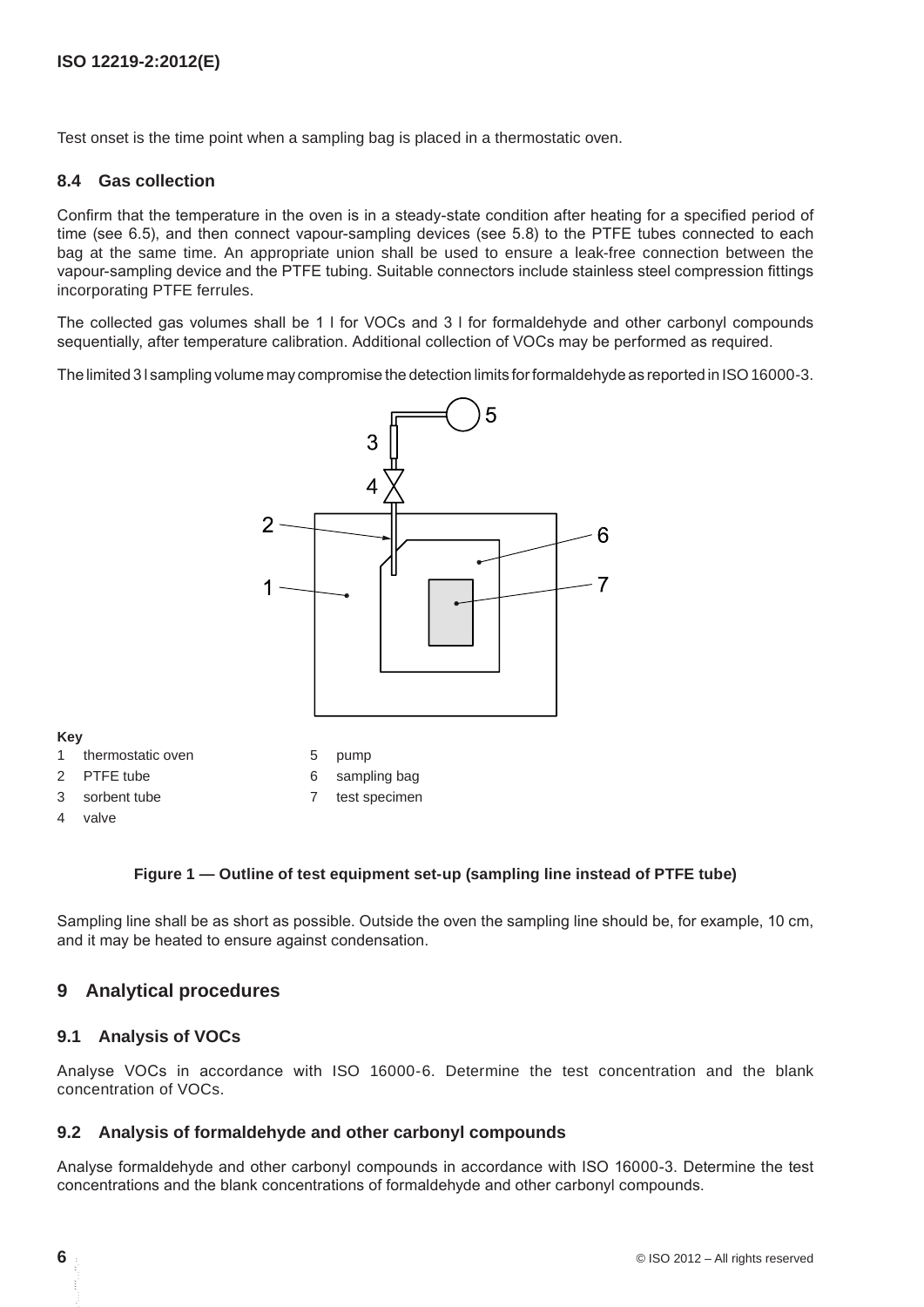Test onset is the time point when a sampling bag is placed in a thermostatic oven.

### 8.4 Gas collection

Confirm that the temperature in the oven is in a steady-state condition after heating for a specified period of time (see 6.5), and then connect vapour-sampling devices (see 5.8) to the PTFE tubes connected to each bag at the same time. An appropriate union shall be used to ensure a leak-free connection between the vapour-sampling device and the PTFE tubing. Suitable connectors include stainless steel compression fittings incorporating PTFE ferrules.

The collected gas volumes shall be 1 l for VOCs and 3 l for formaldehyde and other carbonyl compounds sequentially, after temperature calibration. Additional collection of VOCs may be performed as required.

The limited 3 l sampling volume may compromise the detection limits for formaldehyde as reported in ISO 16000-3.

**Key**

1 thermostatic oven
2 PTFE tube
3 sorbent tube
4 valve
5 pump
6 sampling bag
7 test specimen

**Figure 1 — Outline of test equipment set-up (sampling line instead of PTFE tube)**

Sampling line shall be as short as possible. Outside the oven the sampling line should be, for example, 10 cm, and it may be heated to ensure against condensation.

## 9 Analytical procedures

### 9.1 Analysis of VOCs

Analyse VOCs in accordance with ISO 16000-6. Determine the test concentration and the blank concentration of VOCs.

### 9.2 Analysis of formaldehyde and other carbonyl compounds

Analyse formaldehyde and other carbonyl compounds in accordance with ISO 16000-3. Determine the test concentrations and the blank concentrations of formaldehyde and other carbonyl compounds.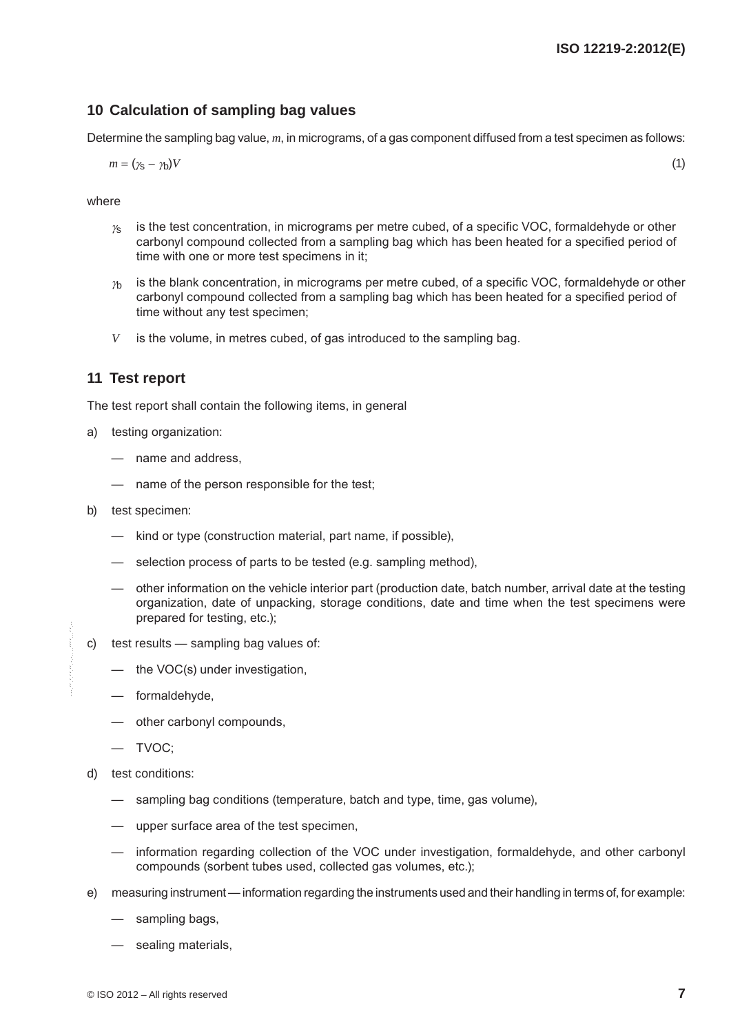## 10 Calculation of sampling bag values

Determine the sampling bag value, $m$, in micrograms, of a gas component diffused from a test specimen as follows:

$$m = (\gamma_S - \gamma_b)V \tag{1}$$

where

$\gamma_S$ is the test concentration, in micrograms per metre cubed, of a specific VOC, formaldehyde or other carbonyl compound collected from a sampling bag which has been heated for a specified period of time with one or more test specimens in it;

$\gamma_b$ is the blank concentration, in micrograms per metre cubed, of a specific VOC, formaldehyde or other carbonyl compound collected from a sampling bag which has been heated for a specified period of time without any test specimen;

$V$ is the volume, in metres cubed, of gas introduced to the sampling bag.

## 11 Test report

The test report shall contain the following items, in general

a) testing organization:

— name and address,

— name of the person responsible for the test;

b) test specimen:

— kind or type (construction material, part name, if possible),

— selection process of parts to be tested (e.g. sampling method),

— other information on the vehicle interior part (production date, batch number, arrival date at the testing organization, date of unpacking, storage conditions, date and time when the test specimens were prepared for testing, etc.);

c) test results — sampling bag values of:

— the VOC(s) under investigation,

— formaldehyde,

— other carbonyl compounds,

— TVOC;

d) test conditions:

— sampling bag conditions (temperature, batch and type, time, gas volume),

— upper surface area of the test specimen,

— information regarding collection of the VOC under investigation, formaldehyde, and other carbonyl compounds (sorbent tubes used, collected gas volumes, etc.);

e) measuring instrument — information regarding the instruments used and their handling in terms of, for example:

— sampling bags,

— sealing materials,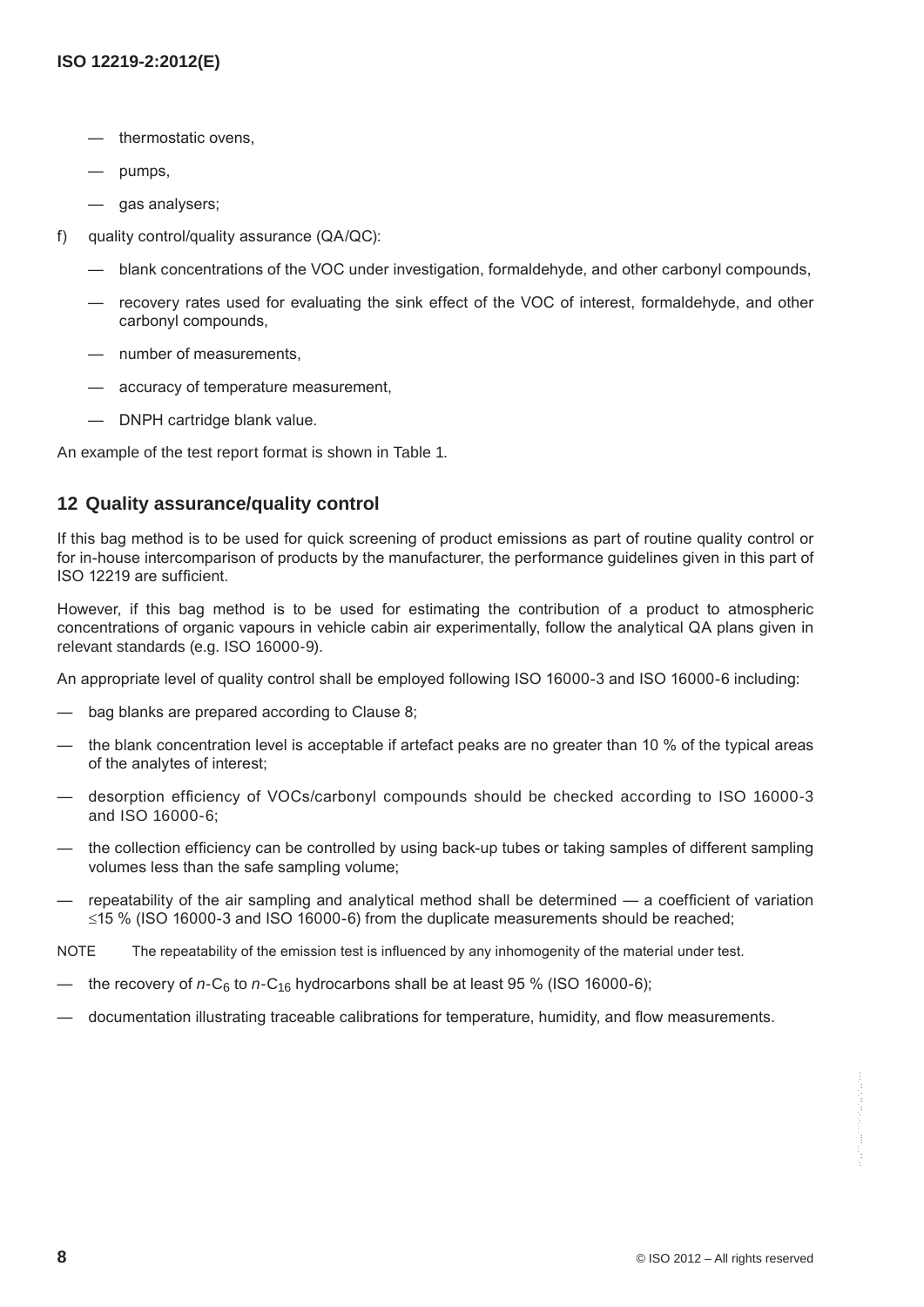— thermostatic ovens,

— pumps,

— gas analysers;

f) quality control/quality assurance (QA/QC):

— blank concentrations of the VOC under investigation, formaldehyde, and other carbonyl compounds,

— recovery rates used for evaluating the sink effect of the VOC of interest, formaldehyde, and other carbonyl compounds,

— number of measurements,

— accuracy of temperature measurement,

— DNPH cartridge blank value.

An example of the test report format is shown in Table 1.

## 12 Quality assurance/quality control

If this bag method is to be used for quick screening of product emissions as part of routine quality control or for in-house intercomparison of products by the manufacturer, the performance guidelines given in this part of ISO 12219 are sufficient.

However, if this bag method is to be used for estimating the contribution of a product to atmospheric concentrations of organic vapours in vehicle cabin air experimentally, follow the analytical QA plans given in relevant standards (e.g. ISO 16000-9).

An appropriate level of quality control shall be employed following ISO 16000-3 and ISO 16000-6 including:

— bag blanks are prepared according to Clause 8;

— the blank concentration level is acceptable if artefact peaks are no greater than 10 % of the typical areas of the analytes of interest;

— desorption efficiency of VOCs/carbonyl compounds should be checked according to ISO 16000-3 and ISO 16000-6;

— the collection efficiency can be controlled by using back-up tubes or taking samples of different sampling volumes less than the safe sampling volume;

— repeatability of the air sampling and analytical method shall be determined — a coefficient of variation $\leq$15 % (ISO 16000-3 and ISO 16000-6) from the duplicate measurements should be reached;

NOTE The repeatability of the emission test is influenced by any inhomogenity of the material under test.

— the recovery of $n$-$C_6$ to $n$-$C_{16}$ hydrocarbons shall be at least 95 % (ISO 16000-6);

— documentation illustrating traceable calibrations for temperature, humidity, and flow measurements.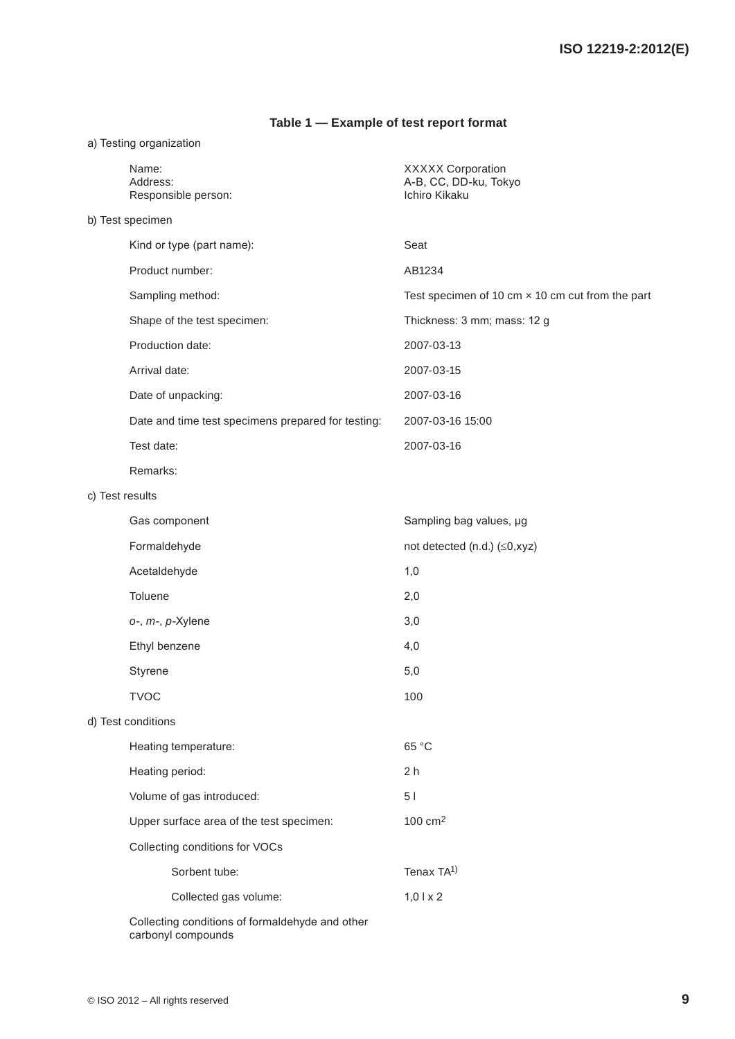**Table 1 — Example of test report format**

a) Testing organization

| | |
|---|---|
| Name:<br>Address:<br>Responsible person: | XXXXX Corporation<br>A-B, CC, DD-ku, Tokyo<br>Ichiro Kikaku |

b) Test specimen

| | |
|---|---|
| Kind or type (part name): | Seat |
| Product number: | AB1234 |
| Sampling method: | Test specimen of 10 cm × 10 cm cut from the part |
| Shape of the test specimen: | Thickness: 3 mm; mass: 12 g |
| Production date: | 2007-03-13 |
| Arrival date: | 2007-03-15 |
| Date of unpacking: | 2007-03-16 |
| Date and time test specimens prepared for testing: | 2007-03-16 15:00 |
| Test date: | 2007-03-16 |
| Remarks: | |

c) Test results

| Gas component | Sampling bag values, μg |
|---|---|
| Formaldehyde | not detected (n.d.) (≤0,xyz) |
| Acetaldehyde | 1,0 |
| Toluene | 2,0 |
| *o*-, *m*-, *p*-Xylene | 3,0 |
| Ethyl benzene | 4,0 |
| Styrene | 5,0 |
| TVOC | 100 |

d) Test conditions

| | |
|---|---|
| Heating temperature: | 65 °C |
| Heating period: | 2 h |
| Volume of gas introduced: | 5 l |
| Upper surface area of the test specimen: | 100 $cm^2$ |
| Collecting conditions for VOCs | |
| Sorbent tube: | Tenax TA[1)] |
| Collected gas volume: | 1,0 l x 2 |
| Collecting conditions of formaldehyde and other carbonyl compounds | |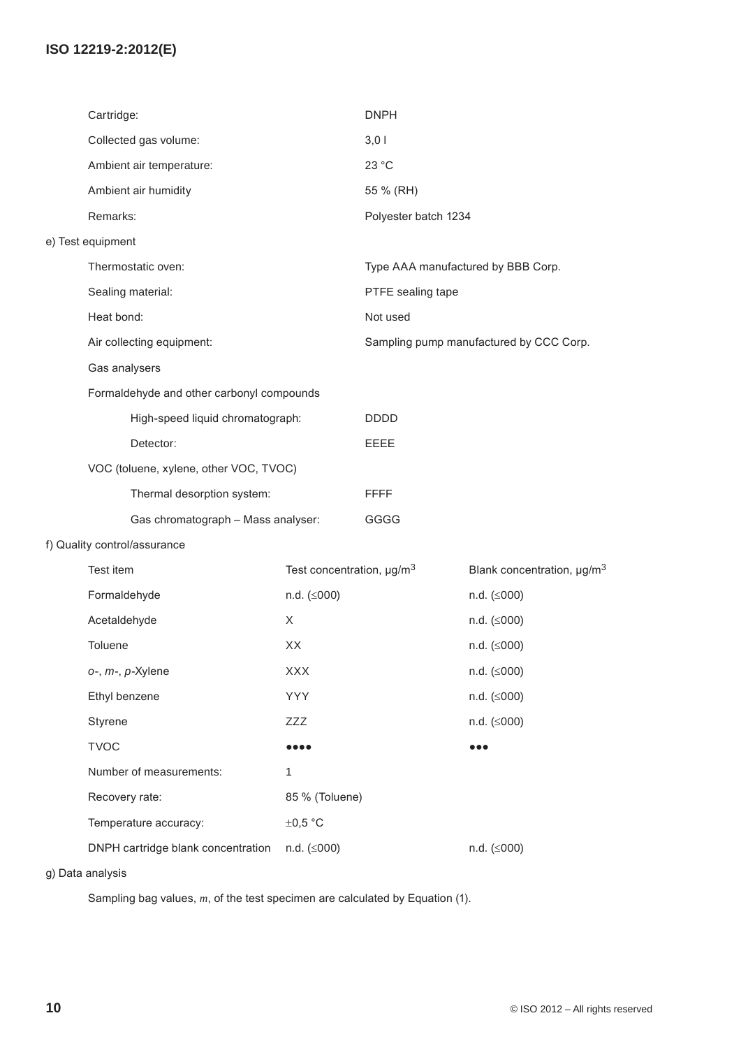| | |
|---|---|
| Cartridge: | DNPH |
| Collected gas volume: | 3,0 l |
| Ambient air temperature: | 23 °C |
| Ambient air humidity | 55 % (RH) |
| Remarks: | Polyester batch 1234 |

e) Test equipment

| | |
|---|---|
| Thermostatic oven: | Type AAA manufactured by BBB Corp. |
| Sealing material: | PTFE sealing tape |
| Heat bond: | Not used |
| Air collecting equipment: | Sampling pump manufactured by CCC Corp. |

Gas analysers

Formaldehyde and other carbonyl compounds

| | |
|---|---|
| High-speed liquid chromatograph: | DDDD |
| Detector: | EEEE |

VOC (toluene, xylene, other VOC, TVOC)

| | |
|---|---|
| Thermal desorption system: | FFFF |
| Gas chromatograph – Mass analyser: | GGGG |

f) Quality control/assurance

| Test item | Test concentration, μg/m$^3$ | Blank concentration, μg/m$^3$ |
|---|---|---|
| Formaldehyde | n.d. (≤000) | n.d. (≤000) |
| Acetaldehyde | X | n.d. (≤000) |
| Toluene | XX | n.d. (≤000) |
| *o*-, *m*-, *p*-Xylene | XXX | n.d. (≤000) |
| Ethyl benzene | YYY | n.d. (≤000) |
| Styrene | ZZZ | n.d. (≤000) |
| TVOC | ●●●● | ●●● |
| Number of measurements: | 1 | |
| Recovery rate: | 85 % (Toluene) | |
| Temperature accuracy: | ±0,5 °C | |
| DNPH cartridge blank concentration | n.d. (≤000) | n.d. (≤000) |

g) Data analysis

Sampling bag values, $m$, of the test specimen are calculated by Equation (1).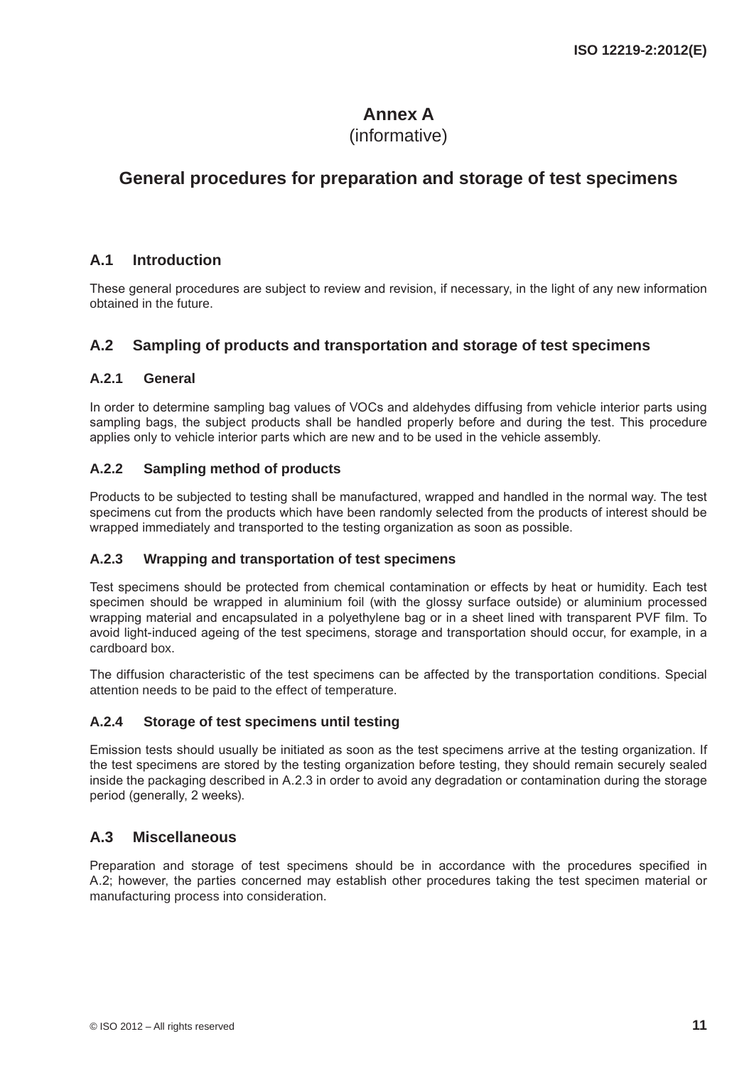# Annex A
(informative)

# General procedures for preparation and storage of test specimens

## A.1 Introduction

These general procedures are subject to review and revision, if necessary, in the light of any new information obtained in the future.

## A.2 Sampling of products and transportation and storage of test specimens

### A.2.1 General

In order to determine sampling bag values of VOCs and aldehydes diffusing from vehicle interior parts using sampling bags, the subject products shall be handled properly before and during the test. This procedure applies only to vehicle interior parts which are new and to be used in the vehicle assembly.

### A.2.2 Sampling method of products

Products to be subjected to testing shall be manufactured, wrapped and handled in the normal way. The test specimens cut from the products which have been randomly selected from the products of interest should be wrapped immediately and transported to the testing organization as soon as possible.

### A.2.3 Wrapping and transportation of test specimens

Test specimens should be protected from chemical contamination or effects by heat or humidity. Each test specimen should be wrapped in aluminium foil (with the glossy surface outside) or aluminium processed wrapping material and encapsulated in a polyethylene bag or in a sheet lined with transparent PVF film. To avoid light-induced ageing of the test specimens, storage and transportation should occur, for example, in a cardboard box.

The diffusion characteristic of the test specimens can be affected by the transportation conditions. Special attention needs to be paid to the effect of temperature.

### A.2.4 Storage of test specimens until testing

Emission tests should usually be initiated as soon as the test specimens arrive at the testing organization. If the test specimens are stored by the testing organization before testing, they should remain securely sealed inside the packaging described in A.2.3 in order to avoid any degradation or contamination during the storage period (generally, 2 weeks).

## A.3 Miscellaneous

Preparation and storage of test specimens should be in accordance with the procedures specified in A.2; however, the parties concerned may establish other procedures taking the test specimen material or manufacturing process into consideration.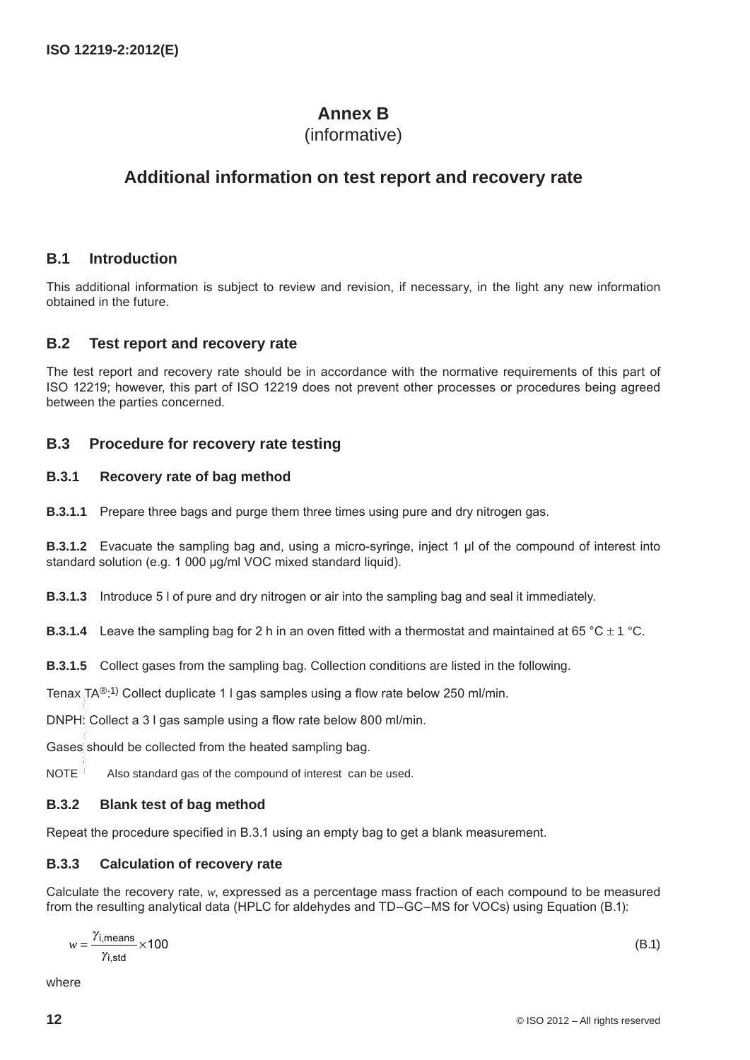# Annex B
(informative)

# Additional information on test report and recovery rate

## B.1 Introduction

This additional information is subject to review and revision, if necessary, in the light any new information obtained in the future.

## B.2 Test report and recovery rate

The test report and recovery rate should be in accordance with the normative requirements of this part of ISO 12219; however, this part of ISO 12219 does not prevent other processes or procedures being agreed between the parties concerned.

## B.3 Procedure for recovery rate testing

### B.3.1 Recovery rate of bag method

**B.3.1.1** Prepare three bags and purge them three times using pure and dry nitrogen gas.

**B.3.1.2** Evacuate the sampling bag and, using a micro-syringe, inject 1 µl of the compound of interest into standard solution (e.g. 1 000 µg/ml VOC mixed standard liquid).

**B.3.1.3** Introduce 5 l of pure and dry nitrogen or air into the sampling bag and seal it immediately.

**B.3.1.4** Leave the sampling bag for 2 h in an oven fitted with a thermostat and maintained at 65 °C ± 1 °C.

**B.3.1.5** Collect gases from the sampling bag. Collection conditions are listed in the following.

Tenax TA®:[1)] Collect duplicate 1 l gas samples using a flow rate below 250 ml/min.

DNPH: Collect a 3 l gas sample using a flow rate below 800 ml/min.

Gases should be collected from the heated sampling bag.

NOTE Also standard gas of the compound of interest can be used.

### B.3.2 Blank test of bag method

Repeat the procedure specified in B.3.1 using an empty bag to get a blank measurement.

### B.3.3 Calculation of recovery rate

Calculate the recovery rate, $w$, expressed as a percentage mass fraction of each compound to be measured from the resulting analytical data (HPLC for aldehydes and TD−GC−MS for VOCs) using Equation (B.1):

$$w = \frac{\gamma_{\text{i,means}}}{\gamma_{\text{i,std}}} \times 100 \tag{B.1}$$

where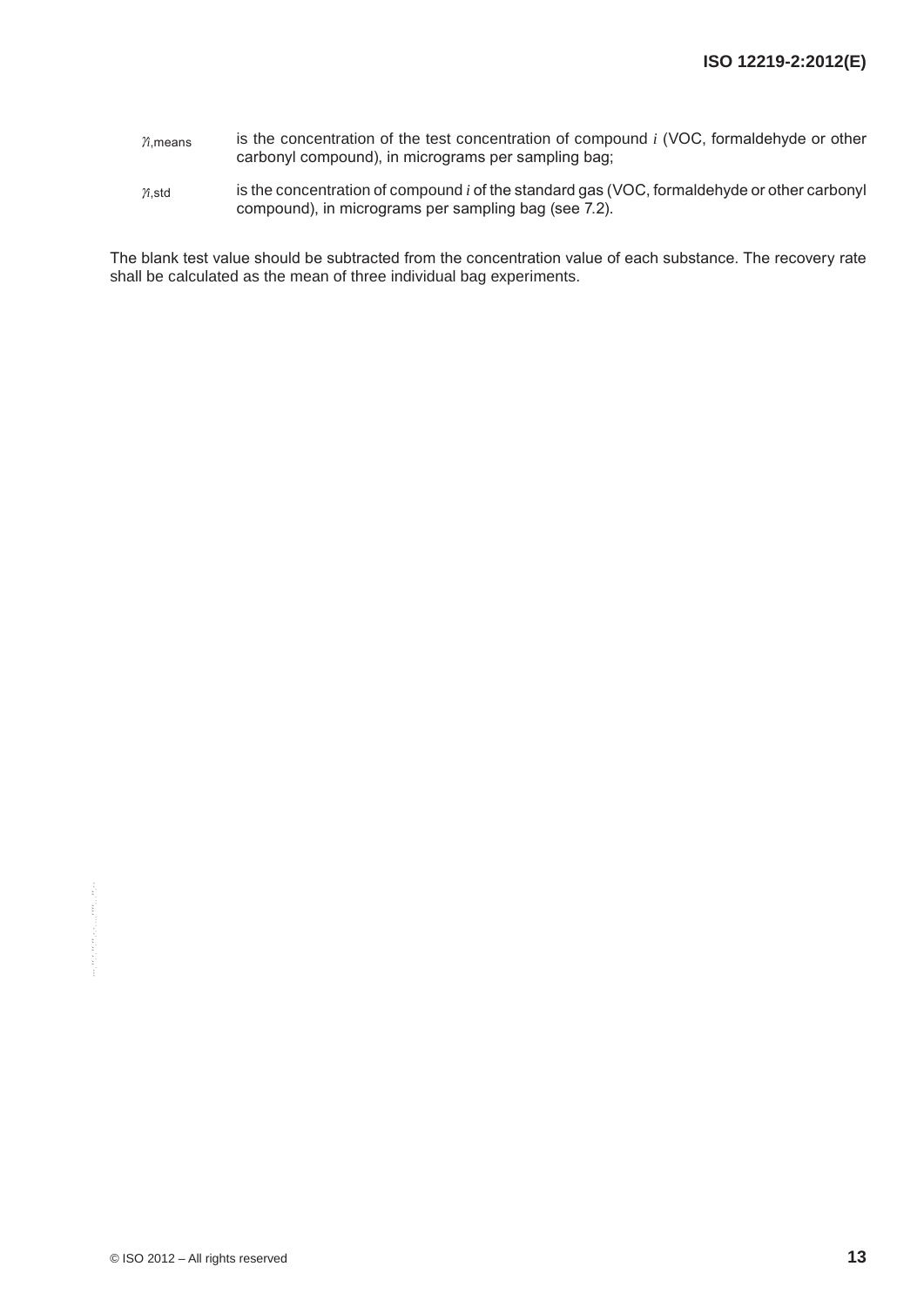$\gamma_{i,\text{means}}$ is the concentration of the test concentration of compound $i$ (VOC, formaldehyde or other carbonyl compound), in micrograms per sampling bag;

$\gamma_{i,\text{std}}$ is the concentration of compound $i$ of the standard gas (VOC, formaldehyde or other carbonyl compound), in micrograms per sampling bag (see 7.2).

The blank test value should be subtracted from the concentration value of each substance. The recovery rate shall be calculated as the mean of three individual bag experiments.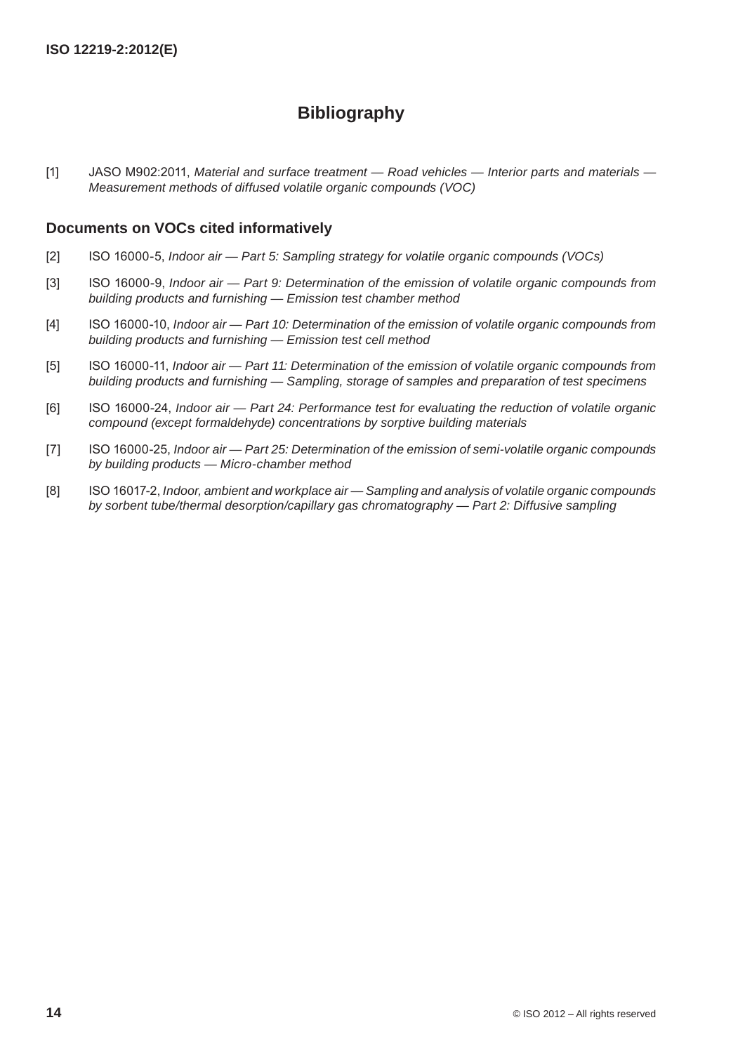# Bibliography

[1] JASO M902:2011, *Material and surface treatment — Road vehicles — Interior parts and materials — Measurement methods of diffused volatile organic compounds (VOC)*

## Documents on VOCs cited informatively

[2] ISO 16000-5, *Indoor air — Part 5: Sampling strategy for volatile organic compounds (VOCs)*

[3] ISO 16000-9, *Indoor air — Part 9: Determination of the emission of volatile organic compounds from building products and furnishing — Emission test chamber method*

[4] ISO 16000-10, *Indoor air — Part 10: Determination of the emission of volatile organic compounds from building products and furnishing — Emission test cell method*

[5] ISO 16000-11, *Indoor air — Part 11: Determination of the emission of volatile organic compounds from building products and furnishing — Sampling, storage of samples and preparation of test specimens*

[6] ISO 16000-24, *Indoor air — Part 24: Performance test for evaluating the reduction of volatile organic compound (except formaldehyde) concentrations by sorptive building materials*

[7] ISO 16000-25, *Indoor air — Part 25: Determination of the emission of semi-volatile organic compounds by building products — Micro-chamber method*

[8] ISO 16017-2, *Indoor, ambient and workplace air — Sampling and analysis of volatile organic compounds by sorbent tube/thermal desorption/capillary gas chromatography — Part 2: Diffusive sampling*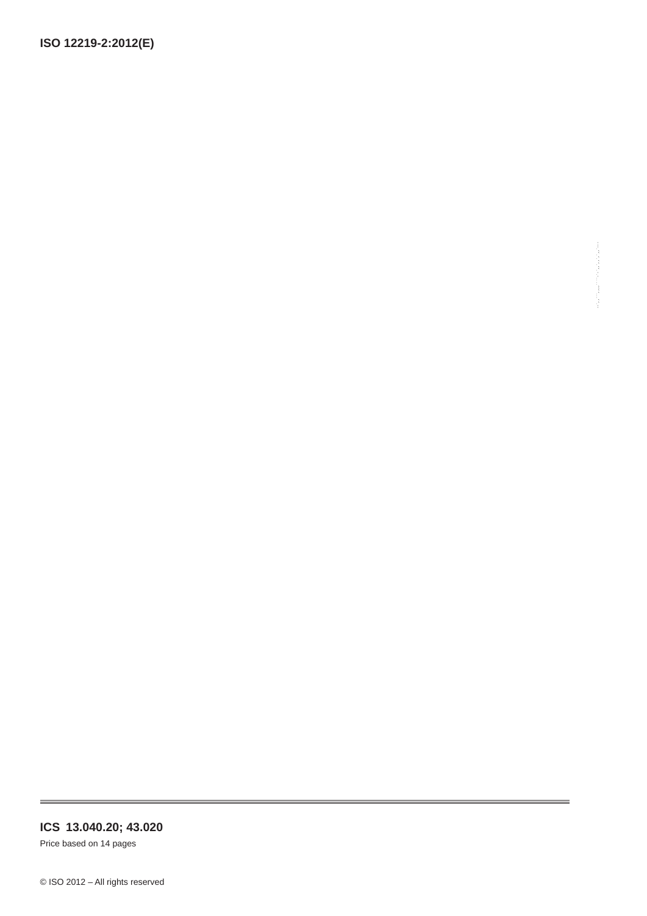**ICS 13.040.20; 43.020**

Price based on 14 pages